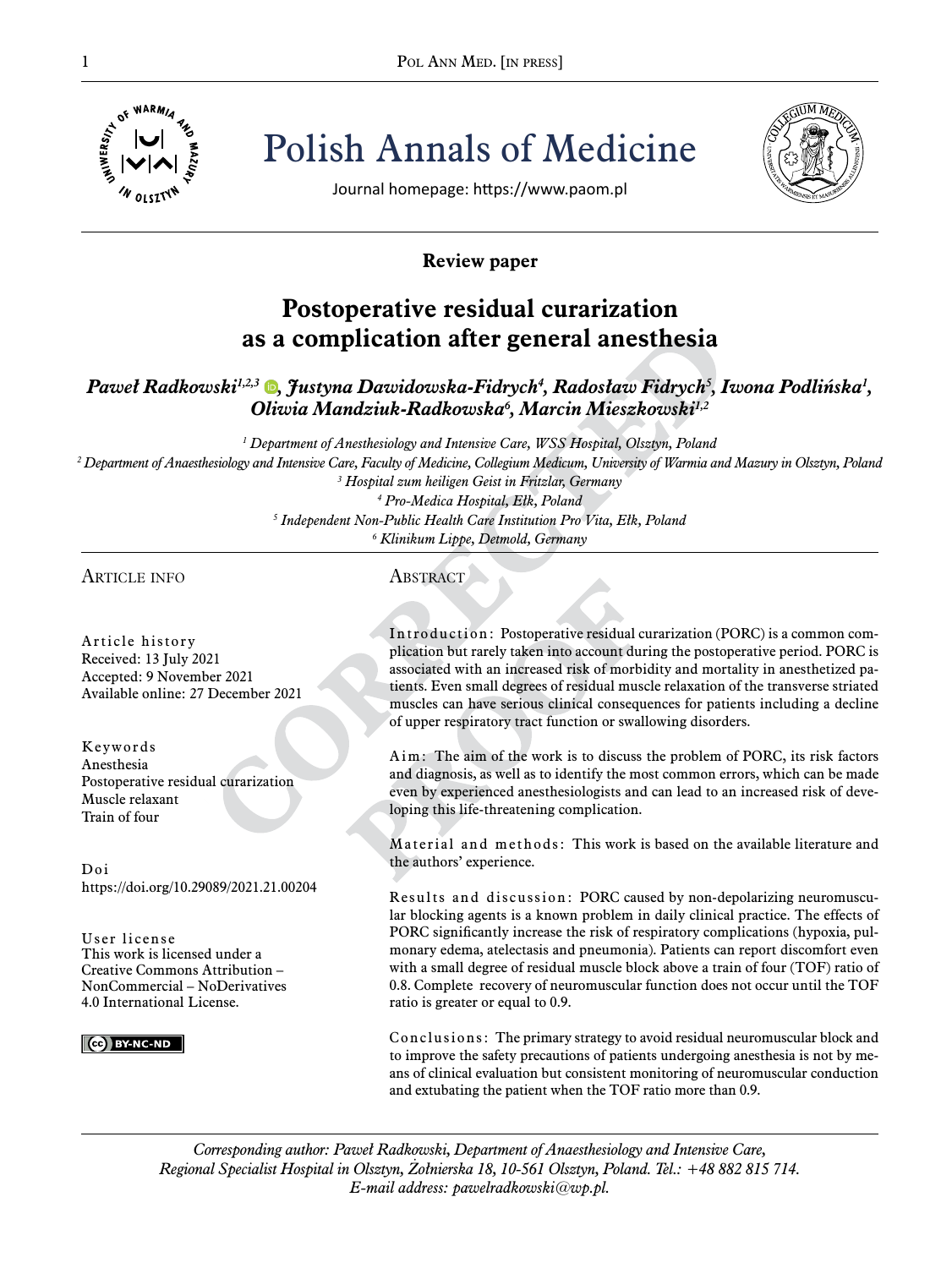# Polish Annals of Medicine

Journal homepage: https://www.paom.pl

**Review paper**

## Postoperative residual curarization as a complication after general anesthesia

***Paweł Radkowski[1,2,3], Justyna Dawidowska-Fidrych[4], Radosław Fidrych[5], Iwona Podlińska[1], Oliwia Mandziuk-Radkowska[6], Marcin Mieszkowski[1,2]***

*[1] Department of Anesthesiology and Intensive Care, WSS Hospital, Olsztyn, Poland*
*[2] Department of Anaesthesiology and Intensive Care, Faculty of Medicine, Collegium Medicum, University of Warmia and Mazury in Olsztyn, Poland*
*[3] Hospital zum heiligen Geist in Fritzlar, Germany*
*[4] Pro-Medica Hospital, Ełk, Poland*
*[5] Independent Non-Public Health Care Institution Pro Vita, Ełk, Poland*
*[6] Klinikum Lippe, Detmold, Germany*

### Article info

Article history
Received: 13 July 2021
Accepted: 9 November 2021
Available online: 27 December 2021

Keywords
Anesthesia
Postoperative residual curarization
Muscle relaxant
Train of four

Doi
https://doi.org/10.29089/2021.21.00204

User license
This work is licensed under a Creative Commons Attribution – NonCommercial – NoDerivatives 4.0 International License.

### Abstract

Introduction: Postoperative residual curarization (PORC) is a common complication but rarely taken into account during the postoperative period. PORC is associated with an increased risk of morbidity and mortality in anesthetized patients. Even small degrees of residual muscle relaxation of the transverse striated muscles can have serious clinical consequences for patients including a decline of upper respiratory tract function or swallowing disorders.

Aim: The aim of the work is to discuss the problem of PORC, its risk factors and diagnosis, as well as to identify the most common errors, which can be made even by experienced anesthesiologists and can lead to an increased risk of developing this life-threatening complication.

Material and methods: This work is based on the available literature and the authors' experience.

Results and discussion: PORC caused by non-depolarizing neuromuscular blocking agents is a known problem in daily clinical practice. The effects of PORC significantly increase the risk of respiratory complications (hypoxia, pulmonary edema, atelectasis and pneumonia). Patients can report discomfort even with a small degree of residual muscle block above a train of four (TOF) ratio of 0.8. Complete recovery of neuromuscular function does not occur until the TOF ratio is greater or equal to 0.9.

Conclusions: The primary strategy to avoid residual neuromuscular block and to improve the safety precautions of patients undergoing anesthesia is not by means of clinical evaluation but consistent monitoring of neuromuscular conduction and extubating the patient when the TOF ratio more than 0.9.

*Corresponding author: Paweł Radkowski, Department of Anaesthesiology and Intensive Care, Regional Specialist Hospital in Olsztyn, Żołnierska 18, 10-561 Olsztyn, Poland. Tel.: +48 882 815 714. E-mail address: pawelradkowski@wp.pl.*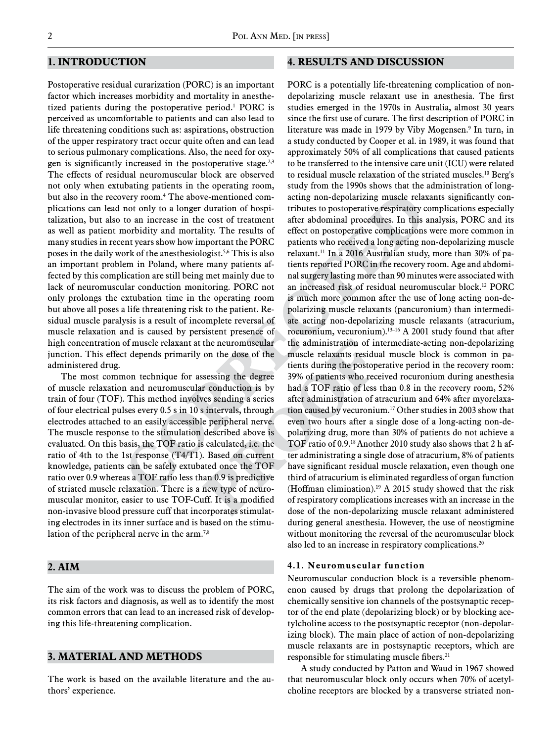## 1. INTRODUCTION

Postoperative residual curarization (PORC) is an important factor which increases morbidity and mortality in anesthetized patients during the postoperative period.[1] PORC is perceived as uncomfortable to patients and can also lead to life threatening conditions such as: aspirations, obstruction of the upper respiratory tract occur quite often and can lead to serious pulmonary complications. Also, the need for oxygen is significantly increased in the postoperative stage.[2,3] The effects of residual neuromuscular block are observed not only when extubating patients in the operating room, but also in the recovery room.[4] The above-mentioned complications can lead not only to a longer duration of hospitalization, but also to an increase in the cost of treatment as well as patient morbidity and mortality. The results of many studies in recent years show how important the PORC poses in the daily work of the anesthesiologist.[5,6] This is also an important problem in Poland, where many patients affected by this complication are still being met mainly due to lack of neuromuscular conduction monitoring. PORC not only prolongs the extubation time in the operating room but above all poses a life threatening risk to the patient. Residual muscle paralysis is a result of incomplete reversal of muscle relaxation and is caused by persistent presence of high concentration of muscle relaxant at the neuromuscular junction. This effect depends primarily on the dose of the administered drug.

The most common technique for assessing the degree of muscle relaxation and neuromuscular conduction is by train of four (TOF). This method involves sending a series of four electrical pulses every 0.5 s in 10 s intervals, through electrodes attached to an easily accessible peripheral nerve. The muscle response to the stimulation described above is evaluated. On this basis, the TOF ratio is calculated, i.e. the ratio of 4th to the 1st response (T4/T1). Based on current knowledge, patients can be safely extubated once the TOF ratio over 0.9 whereas a TOF ratio less than 0.9 is predictive of striated muscle relaxation. There is a new type of neuromuscular monitor, easier to use TOF-Cuff. It is a modified non-invasive blood pressure cuff that incorporates stimulating electrodes in its inner surface and is based on the stimulation of the peripheral nerve in the arm.[7,8]

## 2. AIM

The aim of the work was to discuss the problem of PORC, its risk factors and diagnosis, as well as to identify the most common errors that can lead to an increased risk of developing this life-threatening complication.

## 3. MATERIAL AND METHODS

The work is based on the available literature and the authors' experience.

## 4. RESULTS AND DISCUSSION

PORC is a potentially life-threatening complication of non-depolarizing muscle relaxant use in anesthesia. The first studies emerged in the 1970s in Australia, almost 30 years since the first use of curare. The first description of PORC in literature was made in 1979 by Viby Mogensen.[9] In turn, in a study conducted by Cooper et al. in 1989, it was found that approximately 50% of all complications that caused patients to be transferred to the intensive care unit (ICU) were related to residual muscle relaxation of the striated muscles.[10] Berg's study from the 1990s shows that the administration of long-acting non-depolarizing muscle relaxants significantly contributes to postoperative respiratory complications especially after abdominal procedures. In this analysis, PORC and its effect on postoperative complications were more common in patients who received a long acting non-depolarizing muscle relaxant.[11] In a 2016 Australian study, more than 30% of patients reported PORC in the recovery room. Age and abdominal surgery lasting more than 90 minutes were associated with an increased risk of residual neuromuscular block.[12] PORC is much more common after the use of long acting non-depolarizing muscle relaxants (pancuronium) than intermediate acting non-depolarizing muscle relaxants (atracurium, rocuronium, vecuronium).[13–16] A 2001 study found that after the administration of intermediate-acting non-depolarizing muscle relaxants residual muscle block is common in patients during the postoperative period in the recovery room: 39% of patients who received rocuronium during anesthesia had a TOF ratio of less than 0.8 in the recovery room, 52% after administration of atracurium and 64% after myorelaxation caused by vecuronium.[17] Other studies in 2003 show that even two hours after a single dose of a long-acting non-depolarizing drug, more than 30% of patients do not achieve a TOF ratio of 0.9.[18] Another 2010 study also shows that 2 h after administrating a single dose of atracurium, 8% of patients have significant residual muscle relaxation, even though one third of atracurium is eliminated regardless of organ function (Hoffman elimination).[19] A 2015 study showed that the risk of respiratory complications increases with an increase in the dose of the non-depolarizing muscle relaxant administered during general anesthesia. However, the use of neostigmine without monitoring the reversal of the neuromuscular block also led to an increase in respiratory complications.[20]

### 4.1. Neuromuscular function

Neuromuscular conduction block is a reversible phenomenon caused by drugs that prolong the depolarization of chemically sensitive ion channels of the postsynaptic receptor of the end plate (depolarizing block) or by blocking acetylcholine access to the postsynaptic receptor (non-depolarizing block). The main place of action of non-depolarizing muscle relaxants are in postsynaptic receptors, which are responsible for stimulating muscle fibers.[21]

A study conducted by Patton and Waud in 1967 showed that neuromuscular block only occurs when 70% of acetylcholine receptors are blocked by a transverse striated non-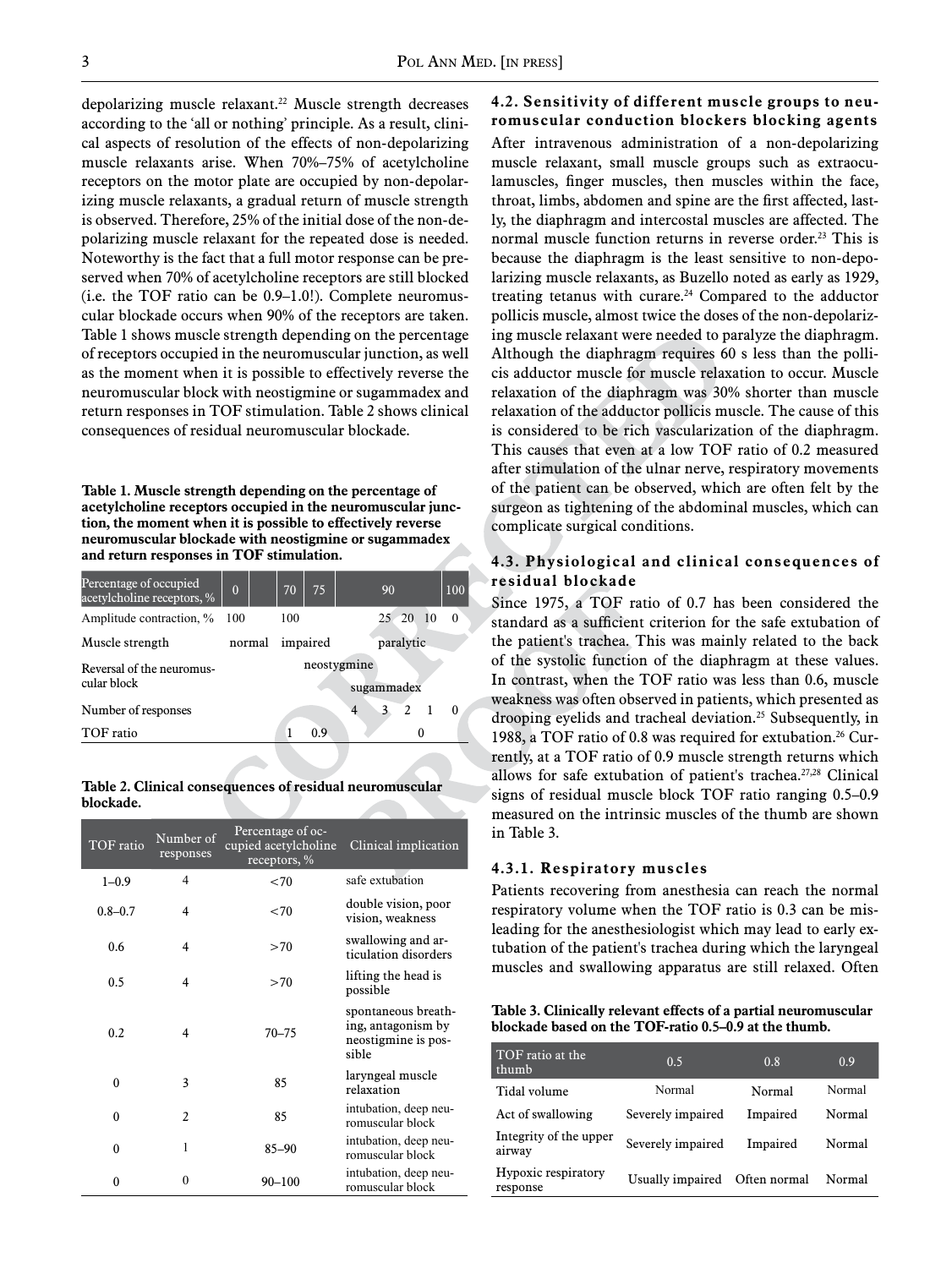depolarizing muscle relaxant.[22] Muscle strength decreases according to the 'all or nothing' principle. As a result, clinical aspects of resolution of the effects of non-depolarizing muscle relaxants arise. When 70%–75% of acetylcholine receptors on the motor plate are occupied by non-depolarizing muscle relaxants, a gradual return of muscle strength is observed. Therefore, 25% of the initial dose of the non-depolarizing muscle relaxant for the repeated dose is needed. Noteworthy is the fact that a full motor response can be preserved when 70% of acetylcholine receptors are still blocked (i.e. the TOF ratio can be 0.9–1.0!). Complete neuromuscular blockade occurs when 90% of the receptors are taken. Table 1 shows muscle strength depending on the percentage of receptors occupied in the neuromuscular junction, as well as the moment when it is possible to effectively reverse the neuromuscular block with neostigmine or sugammadex and return responses in TOF stimulation. Table 2 shows clinical consequences of residual neuromuscular blockade.

**Table 1. Muscle strength depending on the percentage of acetylcholine receptors occupied in the neuromuscular junction, the moment when it is possible to effectively reverse neuromuscular blockade with neostigmine or sugammadex and return responses in TOF stimulation.**

| Percentage of occupied acetylcholine receptors, % | 0 | | 70 | 75 | 90 | | | | 100 |
|---|---|---|---|---|---|---|---|---|---|
| Amplitude contraction, % | 100 | | 100 | | | 25 | 20 | 10 | 0 |
| Muscle strength | normal | | impaired | | paralytic | | | | |
| Reversal of the neuromuscular block | | | neostygmine | | | | | | |
| | | | | | sugammadex | | | | |
| Number of responses | | | | | 4 | 3 | 2 | 1 | 0 |
| TOF ratio | | | 1 | 0.9 | | | 0 | | |

**Table 2. Clinical consequences of residual neuromuscular blockade.**

| TOF ratio | Number of responses | Percentage of occupied acetylcholine receptors, % | Clinical implication |
|---|---|---|---|
| 1–0.9 | 4 | <70 | safe extubation |
| 0.8–0.7 | 4 | <70 | double vision, poor vision, weakness |
| 0.6 | 4 | >70 | swallowing and articulation disorders |
| 0.5 | 4 | >70 | lifting the head is possible |
| 0.2 | 4 | 70–75 | spontaneous breathing, antagonism by neostigmine is possible |
| 0 | 3 | 85 | laryngeal muscle relaxation |
| 0 | 2 | 85 | intubation, deep neuromuscular block |
| 0 | 1 | 85–90 | intubation, deep neuromuscular block |
| 0 | 0 | 90–100 | intubation, deep neuromuscular block |

### 4.2. Sensitivity of different muscle groups to neuromuscular conduction blockers blocking agents

After intravenous administration of a non-depolarizing muscle relaxant, small muscle groups such as extraocular muscles, finger muscles, then muscles within the face, throat, limbs, abdomen and spine are the first affected, lastly, the diaphragm and intercostal muscles are affected. The normal muscle function returns in reverse order.[23] This is because the diaphragm is the least sensitive to non-depolarizing muscle relaxants, as Buzello noted as early as 1929, treating tetanus with curare.[24] Compared to the adductor pollicis muscle, almost twice the doses of the non-depolarizing muscle relaxant were needed to paralyze the diaphragm. Although the diaphragm requires 60 s less than the pollicis adductor muscle for muscle relaxation to occur. Muscle relaxation of the diaphragm was 30% shorter than muscle relaxation of the adductor pollicis muscle. The cause of this is considered to be rich vascularization of the diaphragm. This causes that even at a low TOF ratio of 0.2 measured after stimulation of the ulnar nerve, respiratory movements of the patient can be observed, which are often felt by the surgeon as tightening of the abdominal muscles, which can complicate surgical conditions.

### 4.3. Physiological and clinical consequences of residual blockade

Since 1975, a TOF ratio of 0.7 has been considered the standard as a sufficient criterion for the safe extubation of the patient's trachea. This was mainly related to the back of the systolic function of the diaphragm at these values. In contrast, when the TOF ratio was less than 0.6, muscle weakness was often observed in patients, which presented as drooping eyelids and tracheal deviation.[25] Subsequently, in 1988, a TOF ratio of 0.8 was required for extubation.[26] Currently, at a TOF ratio of 0.9 muscle strength returns which allows for safe extubation of patient's trachea.[27,28] Clinical signs of residual muscle block TOF ratio ranging 0.5–0.9 measured on the intrinsic muscles of the thumb are shown in Table 3.

#### 4.3.1. Respiratory muscles

Patients recovering from anesthesia can reach the normal respiratory volume when the TOF ratio is 0.3 can be misleading for the anesthesiologist which may lead to early extubation of the patient's trachea during which the laryngeal muscles and swallowing apparatus are still relaxed. Often

**Table 3. Clinically relevant effects of a partial neuromuscular blockade based on the TOF-ratio 0.5–0.9 at the thumb.**

| TOF ratio at the thumb | 0.5 | 0.8 | 0.9 |
|---|---|---|---|
| Tidal volume | Normal | Normal | Normal |
| Act of swallowing | Severely impaired | Impaired | Normal |
| Integrity of the upper airway | Severely impaired | Impaired | Normal |
| Hypoxic respiratory response | Usually impaired | Often normal | Normal |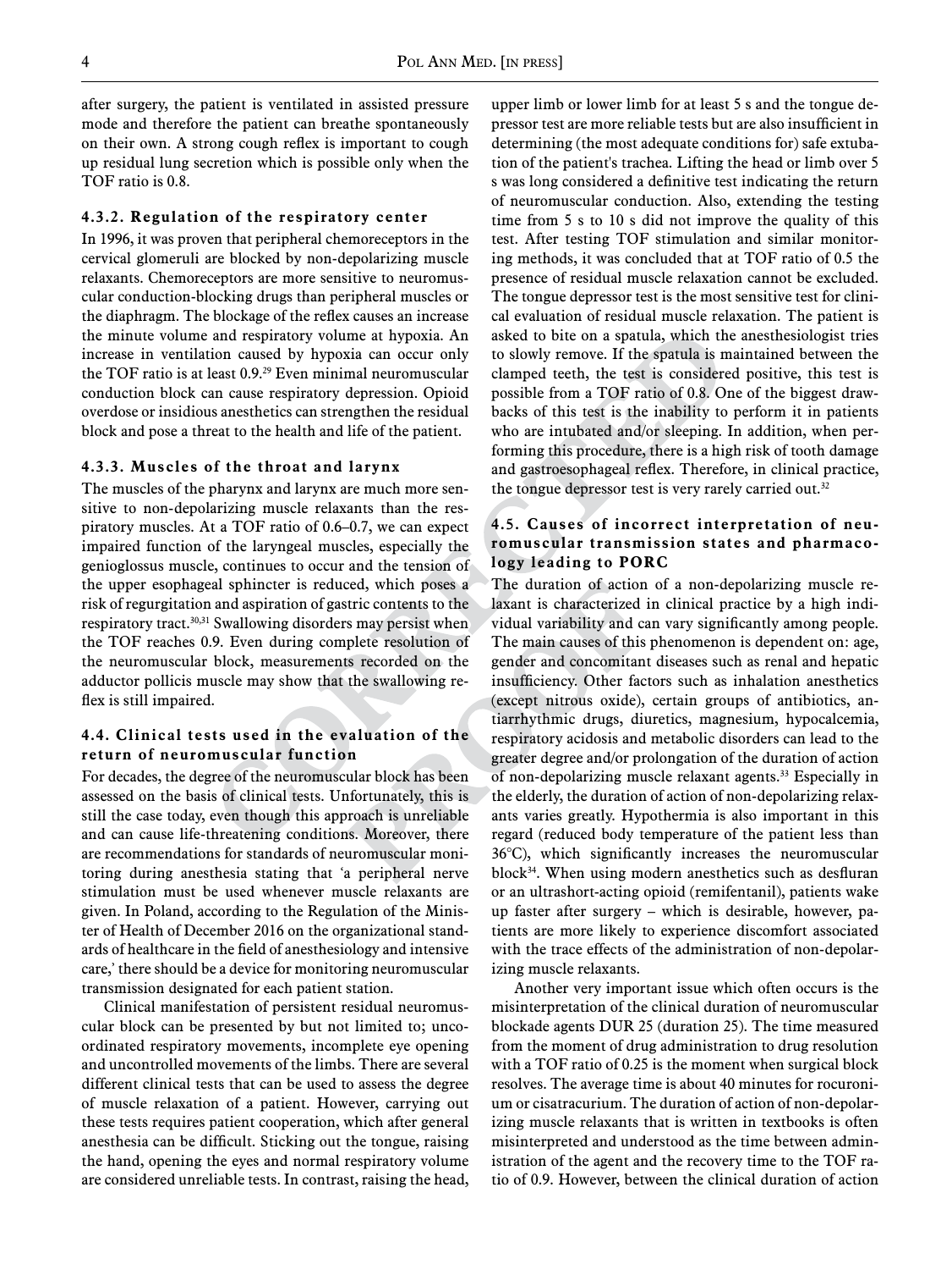after surgery, the patient is ventilated in assisted pressure mode and therefore the patient can breathe spontaneously on their own. A strong cough reflex is important to cough up residual lung secretion which is possible only when the TOF ratio is 0.8.

#### 4.3.2. Regulation of the respiratory center

In 1996, it was proven that peripheral chemoreceptors in the cervical glomeruli are blocked by non-depolarizing muscle relaxants. Chemoreceptors are more sensitive to neuromuscular conduction-blocking drugs than peripheral muscles or the diaphragm. The blockage of the reflex causes an increase the minute volume and respiratory volume at hypoxia. An increase in ventilation caused by hypoxia can occur only the TOF ratio is at least 0.9.[29] Even minimal neuromuscular conduction block can cause respiratory depression. Opioid overdose or insidious anesthetics can strengthen the residual block and pose a threat to the health and life of the patient.

#### 4.3.3. Muscles of the throat and larynx

The muscles of the pharynx and larynx are much more sensitive to non-depolarizing muscle relaxants than the respiratory muscles. At a TOF ratio of 0.6–0.7, we can expect impaired function of the laryngeal muscles, especially the genioglossus muscle, continues to occur and the tension of the upper esophageal sphincter is reduced, which poses a risk of regurgitation and aspiration of gastric contents to the respiratory tract.[30,31] Swallowing disorders may persist when the TOF reaches 0.9. Even during complete resolution of the neuromuscular block, measurements recorded on the adductor pollicis muscle may show that the swallowing reflex is still impaired.

### 4.4. Clinical tests used in the evaluation of the return of neuromuscular function

For decades, the degree of the neuromuscular block has been assessed on the basis of clinical tests. Unfortunately, this is still the case today, even though this approach is unreliable and can cause life-threatening conditions. Moreover, there are recommendations for standards of neuromuscular monitoring during anesthesia stating that 'a peripheral nerve stimulation must be used whenever muscle relaxants are given. In Poland, according to the Regulation of the Minister of Health of December 2016 on the organizational standards of healthcare in the field of anesthesiology and intensive care,' there should be a device for monitoring neuromuscular transmission designated for each patient station.

Clinical manifestation of persistent residual neuromuscular block can be presented by but not limited to; uncoordinated respiratory movements, incomplete eye opening and uncontrolled movements of the limbs. There are several different clinical tests that can be used to assess the degree of muscle relaxation of a patient. However, carrying out these tests requires patient cooperation, which after general anesthesia can be difficult. Sticking out the tongue, raising the hand, opening the eyes and normal respiratory volume are considered unreliable tests. In contrast, raising the head, upper limb or lower limb for at least 5 s and the tongue depressor test are more reliable tests but are also insufficient in determining (the most adequate conditions for) safe extubation of the patient's trachea. Lifting the head or limb over 5 s was long considered a definitive test indicating the return of neuromuscular conduction. Also, extending the testing time from 5 s to 10 s did not improve the quality of this test. After testing TOF stimulation and similar monitoring methods, it was concluded that at TOF ratio of 0.5 the presence of residual muscle relaxation cannot be excluded. The tongue depressor test is the most sensitive test for clinical evaluation of residual muscle relaxation. The patient is asked to bite on a spatula, which the anesthesiologist tries to slowly remove. If the spatula is maintained between the clamped teeth, the test is considered positive, this test is possible from a TOF ratio of 0.8. One of the biggest drawbacks of this test is the inability to perform it in patients who are intubated and/or sleeping. In addition, when performing this procedure, there is a high risk of tooth damage and gastroesophageal reflex. Therefore, in clinical practice, the tongue depressor test is very rarely carried out.[32]

### 4.5. Causes of incorrect interpretation of neuromuscular transmission states and pharmacology leading to PORC

The duration of action of a non-depolarizing muscle relaxant is characterized in clinical practice by a high individual variability and can vary significantly among people. The main causes of this phenomenon is dependent on: age, gender and concomitant diseases such as renal and hepatic insufficiency. Other factors such as inhalation anesthetics (except nitrous oxide), certain groups of antibiotics, antiarrhythmic drugs, diuretics, magnesium, hypocalcemia, respiratory acidosis and metabolic disorders can lead to the greater degree and/or prolongation of the duration of action of non-depolarizing muscle relaxant agents.[33] Especially in the elderly, the duration of action of non-depolarizing relaxants varies greatly. Hypothermia is also important in this regard (reduced body temperature of the patient less than 36°C), which significantly increases the neuromuscular block[34]. When using modern anesthetics such as desfluran or an ultrashort-acting opioid (remifentanil), patients wake up faster after surgery – which is desirable, however, patients are more likely to experience discomfort associated with the trace effects of the administration of non-depolarizing muscle relaxants.

Another very important issue which often occurs is the misinterpretation of the clinical duration of neuromuscular blockade agents DUR 25 (duration 25). The time measured from the moment of drug administration to drug resolution with a TOF ratio of 0.25 is the moment when surgical block resolves. The average time is about 40 minutes for rocuronium or cisatracurium. The duration of action of non-depolarizing muscle relaxants that is written in textbooks is often misinterpreted and understood as the time between administration of the agent and the recovery time to the TOF ratio of 0.9. However, between the clinical duration of action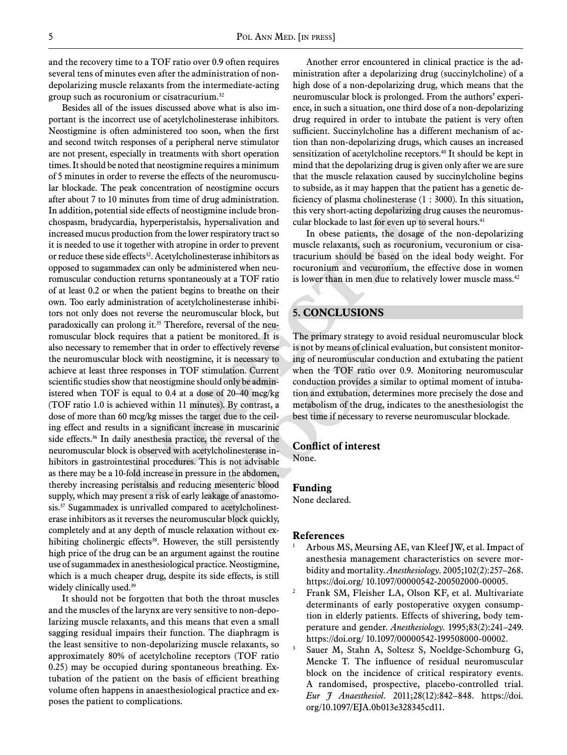and the recovery time to a TOF ratio over 0.9 often requires several tens of minutes even after the administration of non-depolarizing muscle relaxants from the intermediate-acting group such as rocuronium or cisatracurium.[32]

Besides all of the issues discussed above what is also important is the incorrect use of acetylcholinesterase inhibitors. Neostigmine is often administered too soon, when the first and second twitch responses of a peripheral nerve stimulator are not present, especially in treatments with short operation times. It should be noted that neostigmine requires a minimum of 5 minutes in order to reverse the effects of the neuromuscular blockade. The peak concentration of neostigmine occurs after about 7 to 10 minutes from time of drug administration. In addition, potential side effects of neostigmine include bronchospasm, bradycardia, hyperperistalsis, hypersalivation and increased mucus production from the lower respiratory tract so it is needed to use it together with atropine in order to prevent or reduce these side effects[32]. Acetylcholinesterase inhibitors as opposed to sugammadex can only be administered when neuromuscular conduction returns spontaneously at a TOF ratio of at least 0.2 or when the patient begins to breathe on their own. Too early administration of acetylcholinesterase inhibitors not only does not reverse the neuromuscular block, but paradoxically can prolong it.[35] Therefore, reversal of the neuromuscular block requires that a patient be monitored. It is also necessary to remember that in order to effectively reverse the neuromuscular block with neostigmine, it is necessary to achieve at least three responses in TOF stimulation. Current scientific studies show that neostigmine should only be administered when TOF is equal to 0.4 at a dose of 20–40 mcg/kg (TOF ratio 1.0 is achieved within 11 minutes). By contrast, a dose of more than 60 mcg/kg misses the target due to the ceiling effect and results in a significant increase in muscarinic side effects.[36] In daily anesthesia practice, the reversal of the neuromuscular block is observed with acetylcholinesterase inhibitors in gastrointestinal procedures. This is not advisable as there may be a 10-fold increase in pressure in the abdomen, thereby increasing peristalsis and reducing mesenteric blood supply, which may present a risk of early leakage of anastomosis.[37] Sugammadex is unrivalled compared to acetylcholinesterase inhibitors as it reverses the neuromuscular block quickly, completely and at any depth of muscle relaxation without exhibiting cholinergic effects[38]. However, the still persistently high price of the drug can be an argument against the routine use of sugammadex in anesthesiological practice. Neostigmine, which is a much cheaper drug, despite its side effects, is still widely clinically used.[39]

It should not be forgotten that both the throat muscles and the muscles of the larynx are very sensitive to non-depolarizing muscle relaxants, and this means that even a small sagging residual impairs their function. The diaphragm is the least sensitive to non-depolarizing muscle relaxants, so approximately 80% of acetylcholine receptors (TOF ratio 0.25) may be occupied during spontaneous breathing. Extubation of the patient on the basis of efficient breathing volume often happens in anaesthesiological practice and exposes the patient to complications.

Another error encountered in clinical practice is the administration after a depolarizing drug (succinylcholine) of a high dose of a non-depolarizing drug, which means that the neuromuscular block is prolonged. From the authors' experience, in such a situation, one third dose of a non-depolarizing drug required in order to intubate the patient is very often sufficient. Succinylcholine has a different mechanism of action than non-depolarizing drugs, which causes an increased sensitization of acetylcholine receptors.[40] It should be kept in mind that the depolarizing drug is given only after we are sure that the muscle relaxation caused by succinylcholine begins to subside, as it may happen that the patient has a genetic deficiency of plasma cholinesterase (1 : 3000). In this situation, this very short-acting depolarizing drug causes the neuromuscular blockade to last for even up to several hours.[41]

In obese patients, the dosage of the non-depolarizing muscle relaxants, such as rocuronium, vecuronium or cisatracurium should be based on the ideal body weight. For rocuronium and vecuronium, the effective dose in women is lower than in men due to relatively lower muscle mass.[42]

## 5. CONCLUSIONS

The primary strategy to avoid residual neuromuscular block is not by means of clinical evaluation, but consistent monitoring of neuromuscular conduction and extubating the patient when the TOF ratio over 0.9. Monitoring neuromuscular conduction provides a similar to optimal moment of intubation and extubation, determines more precisely the dose and metabolism of the drug, indicates to the anesthesiologist the best time if necessary to reverse neuromuscular blockade.

### Conflict of interest

None.

### Funding

None declared.

### References

1. Arbous MS, Meursing AE, van Kleef JW, et al. Impact of anesthesia management characteristics on severe morbidity and mortality. *Anesthesiology*. 2005;102(2):257–268. https://doi.org/ 10.1097/00000542-200502000-00005.
2. Frank SM, Fleisher LA, Olson KF, et al. Multivariate determinants of early postoperative oxygen consumption in elderly patients. Effects of shivering, body temperature and gender. *Anesthesiology*. 1995;83(2):241–249. https://doi.org/ 10.1097/00000542-199508000-00002.
3. Sauer M, Stahn A, Soltesz S, Noeldge-Schomburg G, Mencke T. The influence of residual neuromuscular block on the incidence of critical respiratory events. A randomised, prospective, placebo-controlled trial. *Eur J Anaesthesiol*. 2011;28(12):842–848. https://doi.org/10.1097/EJA.0b013e328345cd11.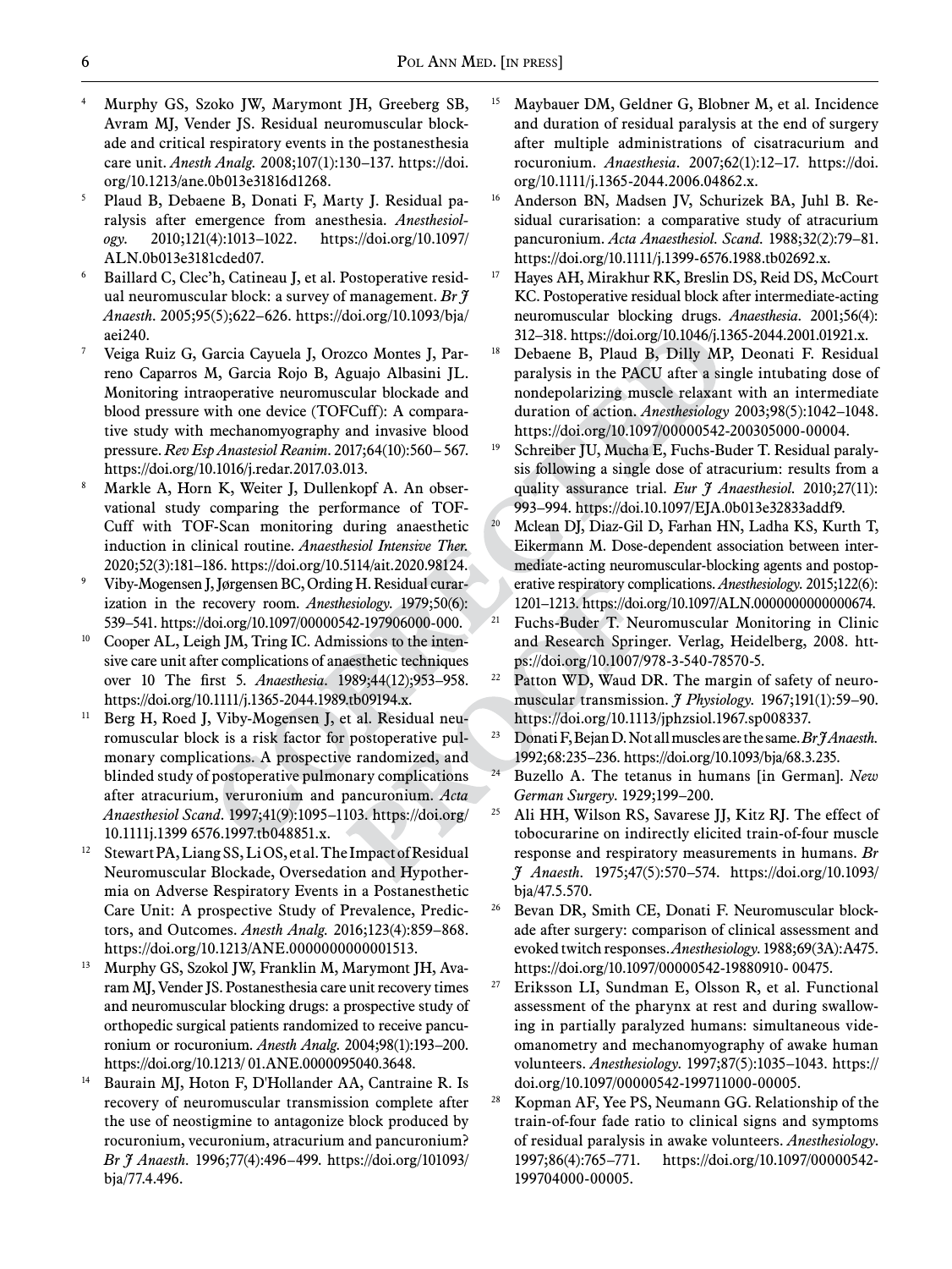4. Murphy GS, Szoko JW, Marymont JH, Greeberg SB, Avram MJ, Vender JS. Residual neuromuscular blockade and critical respiratory events in the postanesthesia care unit. *Anesth Analg.* 2008;107(1):130–137. https://doi.org/10.1213/ane.0b013e31816d1268.
5. Plaud B, Debaene B, Donati F, Marty J. Residual paralysis after emergence from anesthesia. *Anesthesiology.* 2010;121(4):1013–1022. https://doi.org/10.1097/ALN.0b013e3181cded07.
6. Baillard C, Clec'h, Catineau J, et al. Postoperative residual neuromuscular block: a survey of management. *Br J Anaesth*. 2005;95(5);622–626. https://doi.org/10.1093/bja/aei240.
7. Veiga Ruiz G, Garcia Cayuela J, Orozco Montes J, Parreno Caparros M, Garcia Rojo B, Aguajo Albasini JL. Monitoring intraoperative neuromuscular blockade and blood pressure with one device (TOFCuff): A comparative study with mechanomyography and invasive blood pressure. *Rev Esp Anastesiol Reanim*. 2017;64(10):560– 567. https://doi.org/10.1016/j.redar.2017.03.013.
8. Markle A, Horn K, Weiter J, Dullenkopf A. An observational study comparing the performance of TOF-Cuff with TOF-Scan monitoring during anaesthetic induction in clinical routine. *Anaesthesiol Intensive Ther.* 2020;52(3):181–186. https://doi.org/10.5114/ait.2020.98124.
9. Viby-Mogensen J, Jørgensen BC, Ording H. Residual curarization in the recovery room. *Anesthesiology.* 1979;50(6): 539–541. https://doi.org/10.1097/00000542-197906000-000.
10. Cooper AL, Leigh JM, Tring IC. Admissions to the intensive care unit after complications of anaesthetic techniques over 10 The first 5. *Anaesthesia*. 1989;44(12);953–958. https://doi.org/10.1111/j.1365-2044.1989.tb09194.x.
11. Berg H, Roed J, Viby-Mogensen J, et al. Residual neuromuscular block is a risk factor for postoperative pulmonary complications. A prospective randomized, and blinded study of postoperative pulmonary complications after atracurium, veruronium and pancuronium. *Acta Anaesthesiol Scand*. 1997;41(9):1095–1103. https://doi.org/10.1111j.1399 6576.1997.tb048851.x.
12. Stewart PA, Liang SS, Li OS, et al. The Impact of Residual Neuromuscular Blockade, Oversedation and Hypothermia on Adverse Respiratory Events in a Postanesthetic Care Unit: A prospective Study of Prevalence, Predictors, and Outcomes. *Anesth Analg.* 2016;123(4):859–868. https://doi.org/10.1213/ANE.0000000000001513.
13. Murphy GS, Szokol JW, Franklin M, Marymont JH, Avaram MJ, Vender JS. Postanesthesia care unit recovery times and neuromuscular blocking drugs: a prospective study of orthopedic surgical patients randomized to receive pancuronium or rocuronium. *Anesth Analg.* 2004;98(1):193–200. https://doi.org/10.1213/ 01.ANE.0000095040.3648.
14. Baurain MJ, Hoton F, D'Hollander AA, Cantraine R. Is recovery of neuromuscular transmission complete after the use of neostigmine to antagonize block produced by rocuronium, vecuronium, atracurium and pancuronium? *Br J Anaesth.* 1996;77(4):496–499. https://doi.org/101093/bja/77.4.496.
15. Maybauer DM, Geldner G, Blobner M, et al. Incidence and duration of residual paralysis at the end of surgery after multiple administrations of cisatracurium and rocuronium. *Anaesthesia*. 2007;62(1):12–17. https://doi.org/10.1111/j.1365-2044.2006.04862.x.
16. Anderson BN, Madsen JV, Schurizek BA, Juhl B. Residual curarisation: a comparative study of atracurium pancuronium. *Acta Anaesthesiol. Scand*. 1988;32(2):79–81. https://doi.org/10.1111/j.1399-6576.1988.tb02692.x.
17. Hayes AH, Mirakhur RK, Breslin DS, Reid DS, McCourt KC. Postoperative residual block after intermediate-acting neuromuscular blocking drugs. *Anaesthesia*. 2001;56(4): 312–318. https://doi.org/10.1046/j.1365-2044.2001.01921.x.
18. Debaene B, Plaud B, Dilly MP, Deonati F. Residual paralysis in the PACU after a single intubating dose of nondepolarizing muscle relaxant with an intermediate duration of action. *Anesthesiology* 2003;98(5):1042–1048. https://doi.org/10.1097/00000542-200305000-00004.
19. Schreiber JU, Mucha E, Fuchs-Buder T. Residual paralysis following a single dose of atracurium: results from a quality assurance trial. *Eur J Anaesthesiol.* 2010;27(11): 993–994. https://doi.10.1097/EJA.0b013e32833addf9.
20. Mclean DJ, Diaz-Gil D, Farhan HN, Ladha KS, Kurth T, Eikermann M. Dose-dependent association between intermediate-acting neuromuscular-blocking agents and postoperative respiratory complications. *Anesthesiology.* 2015;122(6): 1201–1213. https://doi.org/10.1097/ALN.0000000000000674.
21. Fuchs-Buder T. Neuromuscular Monitoring in Clinic and Research Springer. Verlag, Heidelberg, 2008. https://doi.org/10.1007/978-3-540-78570-5.
22. Patton WD, Waud DR. The margin of safety of neuromuscular transmission. *J Physiology.* 1967;191(1):59–90. https://doi.org/10.1113/jphzsiol.1967.sp008337.
23. Donati F, Bejan D. Not all muscles are the same. *Br J Anaesth.* 1992;68:235–236. https://doi.org/10.1093/bja/68.3.235.
24. Buzello A. The tetanus in humans [in German]. *New German Surgery*. 1929;199–200.
25. Ali HH, Wilson RS, Savarese JJ, Kitz RJ. The effect of tobocurarine on indirectly elicited train-of-four muscle response and respiratory measurements in humans. *Br J Anaesth.* 1975;47(5):570–574. https://doi.org/10.1093/bja/47.5.570.
26. Bevan DR, Smith CE, Donati F. Neuromuscular blockade after surgery: comparison of clinical assessment and evoked twitch responses. *Anesthesiology.* 1988;69(3A):A475. https://doi.org/10.1097/00000542-19880910- 00475.
27. Eriksson LI, Sundman E, Olsson R, et al. Functional assessment of the pharynx at rest and during swallowing in partially paralyzed humans: simultaneous videomanometry and mechanomyography of awake human volunteers. *Anesthesiology.* 1997;87(5):1035–1043. https://doi.org/10.1097/00000542-199711000-00005.
28. Kopman AF, Yee PS, Neumann GG. Relationship of the train-of-four fade ratio to clinical signs and symptoms of residual paralysis in awake volunteers. *Anesthesiology.* 1997;86(4):765–771. https://doi.org/10.1097/00000542-199704000-00005.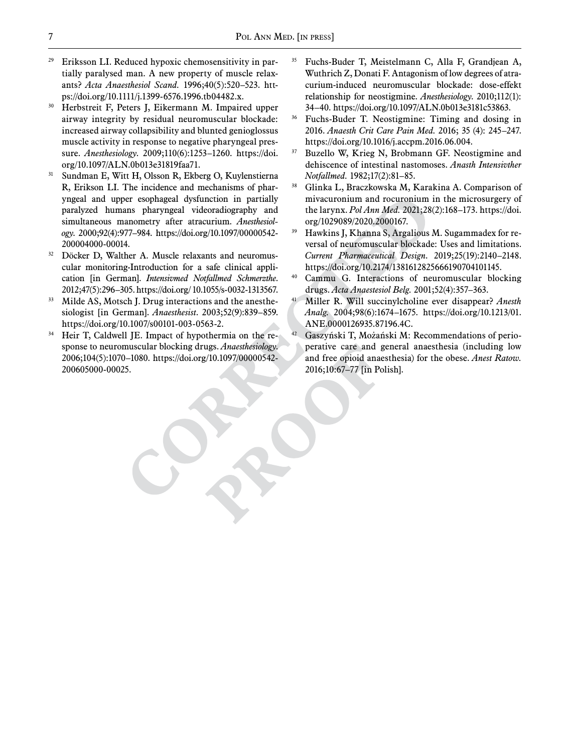29. Eriksson LI. Reduced hypoxic chemosensitivity in partially paralysed man. A new property of muscle relaxants? *Acta Anaesthesiol Scand*. 1996;40(5):520–523. https://doi.org/10.1111/j.1399-6576.1996.tb04482.x.
30. Herbstreit F, Peters J, Eikermann M. Impaired upper airway integrity by residual neuromuscular blockade: increased airway collapsibility and blunted genioglossus muscle activity in response to negative pharyngeal pressure. *Anesthesiology*. 2009;110(6):1253–1260. https://doi.org/10.1097/ALN.0b013e31819faa71.
31. Sundman E, Witt H, Olsson R, Ekberg O, Kuylenstierna R, Erikson LI. The incidence and mechanisms of pharyngeal and upper esophageal dysfunction in partially paralyzed humans pharyngeal videoradiography and simultaneous manometry after atracurium. *Anesthesiology*. 2000;92(4):977–984. https://doi.org/10.1097/00000542-200004000-00014.
32. Döcker D, Walther A. Muscle relaxants and neuromuscular monitoring-Introduction for a safe clinical application [in German]. *Intensivmed Notfallmed Schmerzthe*. 2012;47(5):296–305. https://doi.org/ 10.1055/s-0032-1313567.
33. Milde AS, Motsch J. Drug interactions and the anesthesiologist [in German]. *Anaesthesist*. 2003;52(9):839–859. https://doi.org/10.1007/s00101-003-0563-2.
34. Heir T, Caldwell JE. Impact of hypothermia on the response to neuromuscular blocking drugs. *Anaesthesiology*. 2006;104(5):1070–1080. https://doi.org/10.1097/00000542-200605000-00025.
35. Fuchs-Buder T, Meistelmann C, Alla F, Grandjean A, Wuthrich Z, Donati F. Antagonism of low degrees of atracurium-induced neuromuscular blockade: dose-effekt relationship for neostigmine. *Anesthesiology*. 2010;112(1): 34–40. https://doi.org/10.1097/ALN.0b013e3181c53863.
36. Fuchs-Buder T. Neostigmine: Timing and dosing in 2016. *Anaesth Crit Care Pain Med*. 2016; 35 (4): 245–247. https://doi.org/10.1016/j.accpm.2016.06.004.
37. Buzello W, Krieg N, Brobmann GF. Neostigmine and dehiscence of intestinal nastomoses. *Anasth Intensivther Notfallmed*. 1982;17(2):81–85.
38. Glinka L, Braczkowska M, Karakina A. Comparison of mivacuronium and rocuronium in the microsurgery of the larynx. *Pol Ann Med*. 2021;28(2):168–173. https://doi.org/1029089/2020.2000167.
39. Hawkins J, Khanna S, Argalious M. Sugammadex for reversal of neuromuscular blockade: Uses and limitations. *Current Pharmaceutical Design*. 2019;25(19):2140–2148. https://doi.org/10.2174/1381612825666190704101145.
40. Cammu G. Interactions of neuromuscular blocking drugs. *Acta Anaestesiol Belg*. 2001;52(4):357–363.
41. Miller R. Will succinylcholine ever disappear? *Anesth Analg*. 2004;98(6):1674–1675. https://doi.org/10.1213/01.ANE.0000126935.87196.4C.
42. Gaszyński T, Możański M: Recommendations of perioperative care and general anaesthesia (including low and free opioid anaesthesia) for the obese. *Anest Ratow*. 2016;10:67–77 [in Polish].